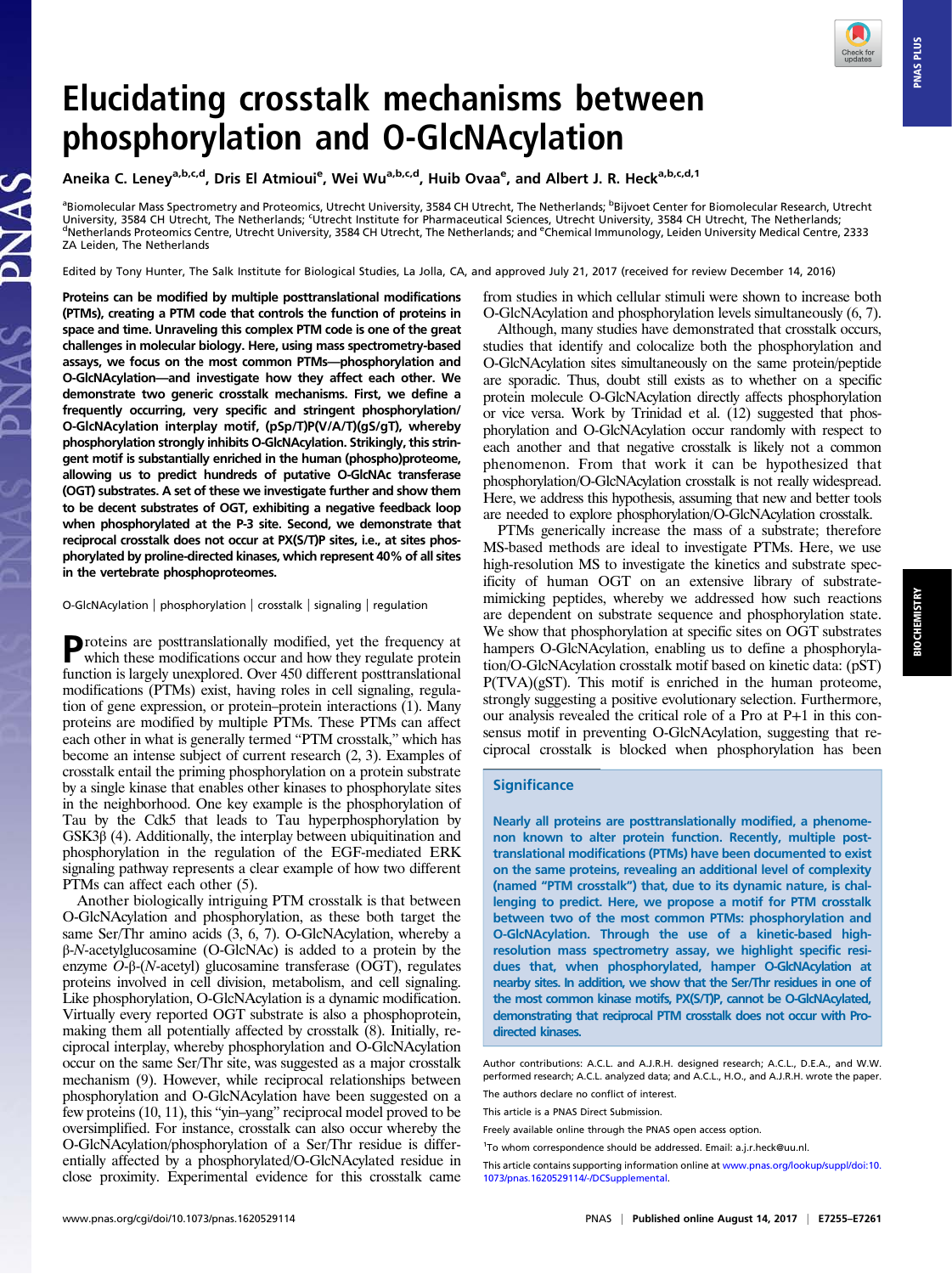# Elucidating crosstalk mechanisms between phosphorylation and O-GlcNAcylation

Aneika C. Leney[a,b,c,d], Dris El Atmioui[e], Wei Wu[a,b,c,d], Huib Ovaa[e], and Albert J. R. Heck[a,b,c,d,1]

[a]Biomolecular Mass Spectrometry and Proteomics, Utrecht University, 3584 CH Utrecht, The Netherlands; [b]Bijvoet Center for Biomolecular Research, Utrecht University, 3584 CH Utrecht, The Netherlands; [c]Utrecht Institute for Pharmaceutical Sciences, Utrecht University, 3584 CH Utrecht, The Netherlands; [d]Netherlands Proteomics Centre, Utrecht University, 3584 CH Utrecht, The Netherlands; and [e]Chemical Immunology, Leiden University Medical Centre, 2333 ZA Leiden, The Netherlands

Edited by Tony Hunter, The Salk Institute for Biological Studies, La Jolla, CA, and approved July 21, 2017 (received for review December 14, 2016)

**Proteins can be modified by multiple posttranslational modifications (PTMs), creating a PTM code that controls the function of proteins in space and time. Unraveling this complex PTM code is one of the great challenges in molecular biology. Here, using mass spectrometry-based assays, we focus on the most common PTMs—phosphorylation and O-GlcNAcylation—and investigate how they affect each other. We demonstrate two generic crosstalk mechanisms. First, we define a frequently occurring, very specific and stringent phosphorylation/O-GlcNAcylation interplay motif, (pSp/T)P(V/A/T)(gS/gT), whereby phosphorylation strongly inhibits O-GlcNAcylation. Strikingly, this stringent motif is substantially enriched in the human (phospho)proteome, allowing us to predict hundreds of putative O-GlcNAc transferase (OGT) substrates. A set of these we investigate further and show them to be decent substrates of OGT, exhibiting a negative feedback loop when phosphorylated at the P-3 site. Second, we demonstrate that reciprocal crosstalk does not occur at PX(S/T)P sites, i.e., at sites phosphorylated by proline-directed kinases, which represent 40% of all sites in the vertebrate phosphoproteomes.**

O-GlcNAcylation | phosphorylation | crosstalk | signaling | regulation

Proteins are posttranslationally modified, yet the frequency at which these modifications occur and how they regulate protein function is largely unexplored. Over 450 different posttranslational modifications (PTMs) exist, having roles in cell signaling, regulation of gene expression, or protein–protein interactions (1). Many proteins are modified by multiple PTMs. These PTMs can affect each other in what is generally termed "PTM crosstalk," which has become an intense subject of current research (2, 3). Examples of crosstalk entail the priming phosphorylation on a protein substrate by a single kinase that enables other kinases to phosphorylate sites in the neighborhood. One key example is the phosphorylation of Tau by the Cdk5 that leads to Tau hyperphosphorylation by GSK3β (4). Additionally, the interplay between ubiquitination and phosphorylation in the regulation of the EGF-mediated ERK signaling pathway represents a clear example of how two different PTMs can affect each other (5).

Another biologically intriguing PTM crosstalk is that between O-GlcNAcylation and phosphorylation, as these both target the same Ser/Thr amino acids (3, 6, 7). O-GlcNAcylation, whereby a β-*N*-acetylglucosamine (O-GlcNAc) is added to a protein by the enzyme *O*-β-(*N*-acetyl) glucosamine transferase (OGT), regulates proteins involved in cell division, metabolism, and cell signaling. Like phosphorylation, O-GlcNAcylation is a dynamic modification. Virtually every reported OGT substrate is also a phosphoprotein, making them all potentially affected by crosstalk (8). Initially, reciprocal interplay, whereby phosphorylation and O-GlcNAcylation occur on the same Ser/Thr site, was suggested as a major crosstalk mechanism (9). However, while reciprocal relationships between phosphorylation and O-GlcNAcylation have been suggested on a few proteins (10, 11), this "yin–yang" reciprocal model proved to be oversimplified. For instance, crosstalk can also occur whereby the O-GlcNAcylation/phosphorylation of a Ser/Thr residue is differentially affected by a phosphorylated/O-GlcNAcylated residue in close proximity. Experimental evidence for this crosstalk came from studies in which cellular stimuli were shown to increase both O-GlcNAcylation and phosphorylation levels simultaneously (6, 7).

Although, many studies have demonstrated that crosstalk occurs, studies that identify and colocalize both the phosphorylation and O-GlcNAcylation sites simultaneously on the same protein/peptide are sporadic. Thus, doubt still exists as to whether on a specific protein molecule O-GlcNAcylation directly affects phosphorylation or vice versa. Work by Trinidad et al. (12) suggested that phosphorylation and O-GlcNAcylation occur randomly with respect to each another and that negative crosstalk is likely not a common phenomenon. From that work it can be hypothesized that phosphorylation/O-GlcNAcylation crosstalk is not really widespread. Here, we address this hypothesis, assuming that new and better tools are needed to explore phosphorylation/O-GlcNAcylation crosstalk.

PTMs generically increase the mass of a substrate; therefore MS-based methods are ideal to investigate PTMs. Here, we use high-resolution MS to investigate the kinetics and substrate specificity of human OGT on an extensive library of substrate-mimicking peptides, whereby we addressed how such reactions are dependent on substrate sequence and phosphorylation state. We show that phosphorylation at specific sites on OGT substrates hampers O-GlcNAcylation, enabling us to define a phosphorylation/O-GlcNAcylation crosstalk motif based on kinetic data: (pST)P(TVA)(gST). This motif is enriched in the human proteome, strongly suggesting a positive evolutionary selection. Furthermore, our analysis revealed the critical role of a Pro at P+1 in this consensus motif in preventing O-GlcNAcylation, suggesting that reciprocal crosstalk is blocked when phosphorylation has been

## Significance

Nearly all proteins are posttranslationally modified, a phenomenon known to alter protein function. Recently, multiple posttranslational modifications (PTMs) have been documented to exist on the same proteins, revealing an additional level of complexity (named "PTM crosstalk") that, due to its dynamic nature, is challenging to predict. Here, we propose a motif for PTM crosstalk between two of the most common PTMs: phosphorylation and O-GlcNAcylation. Through the use of a kinetic-based high-resolution mass spectrometry assay, we highlight specific residues that, when phosphorylated, hamper O-GlcNAcylation at nearby sites. In addition, we show that the Ser/Thr residues in one of the most common kinase motifs, PX(S/T)P, cannot be O-GlcNAcylated, demonstrating that reciprocal PTM crosstalk does not occur with Pro-directed kinases.

Author contributions: A.C.L. and A.J.R.H. designed research; A.C.L., D.E.A., and W.W. performed research; A.C.L. analyzed data; and A.C.L., H.O., and A.J.R.H. wrote the paper.

The authors declare no conflict of interest.

This article is a PNAS Direct Submission.

Freely available online through the PNAS open access option.

[1]To whom correspondence should be addressed. Email: a.j.r.heck@uu.nl.

This article contains supporting information online at www.pnas.org/lookup/suppl/doi:10.1073/pnas.1620529114/-/DCSupplemental.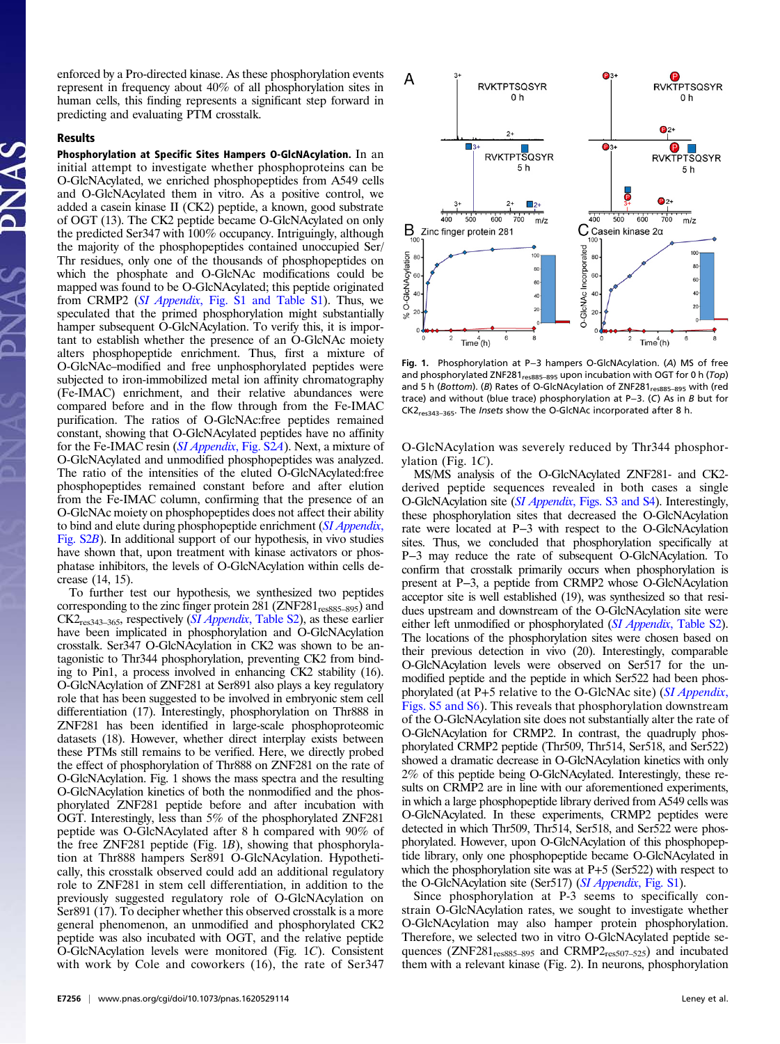enforced by a Pro-directed kinase. As these phosphorylation events represent in frequency about 40% of all phosphorylation sites in human cells, this finding represents a significant step forward in predicting and evaluating PTM crosstalk.

## Results

**Phosphorylation at Specific Sites Hampers O-GlcNAcylation.** In an initial attempt to investigate whether phosphoproteins can be O-GlcNAcylated, we enriched phosphopeptides from A549 cells and O-GlcNAcylated them in vitro. As a positive control, we added a casein kinase II (CK2) peptide, a known, good substrate of OGT (13). The CK2 peptide became O-GlcNAcylated on only the predicted Ser347 with 100% occupancy. Intriguingly, although the majority of the phosphopeptides contained unoccupied Ser/Thr residues, only one of the thousands of phosphopeptides on which the phosphate and O-GlcNAc modifications could be mapped was found to be O-GlcNAcylated; this peptide originated from CRMP2 (*SI Appendix*, Fig. S1 and Table S1). Thus, we speculated that the primed phosphorylation might substantially hamper subsequent O-GlcNAcylation. To verify this, it is important to establish whether the presence of an O-GlcNAc moiety alters phosphopeptide enrichment. Thus, first a mixture of O-GlcNAc–modified and free unphosphorylated peptides were subjected to iron-immobilized metal ion affinity chromatography (Fe-IMAC) enrichment, and their relative abundances were compared before and in the flow through from the Fe-IMAC purification. The ratios of O-GlcNAc:free peptides remained constant, showing that O-GlcNAcylated peptides have no affinity for the Fe-IMAC resin (*SI Appendix*, Fig. S2A). Next, a mixture of O-GlcNAcylated and unmodified phosphopeptides was analyzed. The ratio of the intensities of the eluted O-GlcNAcylated:free peptides remained constant before and after elution from the Fe-IMAC column, confirming that the presence of an O-GlcNAc moiety on phosphopeptides does not affect their ability to bind and elute during phosphopeptide enrichment (*SI Appendix*, Fig. S2B). In additional support of our hypothesis, in vivo studies have shown that, upon treatment with kinase activators or phosphatase inhibitors, the levels of O-GlcNAcylation within cells decrease (14, 15).

To further test our hypothesis, we synthesized two peptides corresponding to the zinc finger protein 281 ($ZNF281_{res885–895}$) and $CK2_{res343–365}$, respectively (*SI Appendix*, Table S2), as these earlier have been implicated in phosphorylation and O-GlcNAcylation crosstalk. Ser347 O-GlcNAcylation in CK2 was shown to be antagonistic to Thr344 phosphorylation, preventing CK2 from binding to Pin1, a process involved in enhancing CK2 stability (16). O-GlcNAcylation of ZNF281 at Ser891 also plays a key regulatory role that has been suggested to be involved in embryonic stem cell differentiation (17). Interestingly, phosphorylation on Thr888 in ZNF281 has been identified in large-scale phosphoproteomic datasets (18). However, whether direct interplay exists between these PTMs still remains to be verified. Here, we directly probed the effect of phosphorylation of Thr888 on ZNF281 on the rate of O-GlcNAcylation. Fig. 1 shows the mass spectra and the resulting O-GlcNAcylation kinetics of both the nonmodified and the phosphorylated ZNF281 peptide before and after incubation with OGT. Interestingly, less than 5% of the phosphorylated ZNF281 peptide was O-GlcNAcylated after 8 h compared with 90% of the free ZNF281 peptide (Fig. 1B), showing that phosphorylation at Thr888 hampers Ser891 O-GlcNAcylation. Hypothetically, this crosstalk observed could add an additional regulatory role to ZNF281 in stem cell differentiation, in addition to the previously suggested regulatory role of O-GlcNAcylation on Ser891 (17). To decipher whether this observed crosstalk is a more general phenomenon, an unmodified and phosphorylated CK2 peptide was also incubated with OGT, and the relative peptide O-GlcNAcylation levels were monitored (Fig. 1C). Consistent with work by Cole and coworkers (16), the rate of Ser347

A
RVKTPTSQSYR 0 h
RVKTPTSQSYR 5 h
3+ 2+
400 500 600 700 m/z
RVKTPTSQSYR 0 h
RVKTPTSQSYR 5 h
3+ 2+
400 500 600 700 m/z

B Zinc finger protein 281
% O-GlcNAcylation
Time (h)

C Casein kinase 2α
O-GlcNAc Incorporated
Time (h)

**Fig. 1.** Phosphorylation at P−3 hampers O-GlcNAcylation. (*A*) MS of free and phosphorylated $ZNF281_{res885–895}$ upon incubation with OGT for 0 h (*Top*) and 5 h (*Bottom*). (*B*) Rates of O-GlcNAcylation of $ZNF281_{res885–895}$ with (red trace) and without (blue trace) phosphorylation at P−3. (*C*) As in *B* but for $CK2_{res343–365}$. The *Insets* show the O-GlcNAc incorporated after 8 h.

O-GlcNAcylation was severely reduced by Thr344 phosphorylation (Fig. 1C).

MS/MS analysis of the O-GlcNAcylated ZNF281- and CK2-derived peptide sequences revealed in both cases a single O-GlcNAcylation site (*SI Appendix*, Figs. S3 and S4). Interestingly, these phosphorylation sites that decreased the O-GlcNAcylation rate were located at P−3 with respect to the O-GlcNAcylation sites. Thus, we concluded that phosphorylation specifically at P−3 may reduce the rate of subsequent O-GlcNAcylation. To confirm that crosstalk primarily occurs when phosphorylation is present at P−3, a peptide from CRMP2 whose O-GlcNAcylation acceptor site is well established (19), was synthesized so that residues upstream and downstream of the O-GlcNAcylation site were either left unmodified or phosphorylated (*SI Appendix*, Table S2). The locations of the phosphorylation sites were chosen based on their previous detection in vivo (20). Interestingly, comparable O-GlcNAcylation levels were observed on Ser517 for the unmodified peptide and the peptide in which Ser522 had been phosphorylated (at P+5 relative to the O-GlcNAc site) (*SI Appendix*, Figs. S5 and S6). This reveals that phosphorylation downstream of the O-GlcNAcylation site does not substantially alter the rate of O-GlcNAcylation for CRMP2. In contrast, the quadruply phosphorylated CRMP2 peptide (Thr509, Thr514, Ser518, and Ser522) showed a dramatic decrease in O-GlcNAcylation kinetics with only 2% of this peptide being O-GlcNAcylated. Interestingly, these results on CRMP2 are in line with our aforementioned experiments, in which a large phosphopeptide library derived from A549 cells was O-GlcNAcylated. In these experiments, CRMP2 peptides were detected in which Thr509, Thr514, Ser518, and Ser522 were phosphorylated. However, upon O-GlcNAcylation of this phosphopeptide library, only one phosphopeptide became O-GlcNAcylated in which the phosphorylation site was at P+5 (Ser522) with respect to the O-GlcNAcylation site (Ser517) (*SI Appendix*, Fig. S1).

Since phosphorylation at P-3 seems to specifically constrain O-GlcNAcylation rates, we sought to investigate whether O-GlcNAcylation may also hamper protein phosphorylation. Therefore, we selected two in vitro O-GlcNAcylated peptide sequences ($ZNF281_{res885–895}$ and $CRMP2_{res507–525}$) and incubated them with a relevant kinase (Fig. 2). In neurons, phosphorylation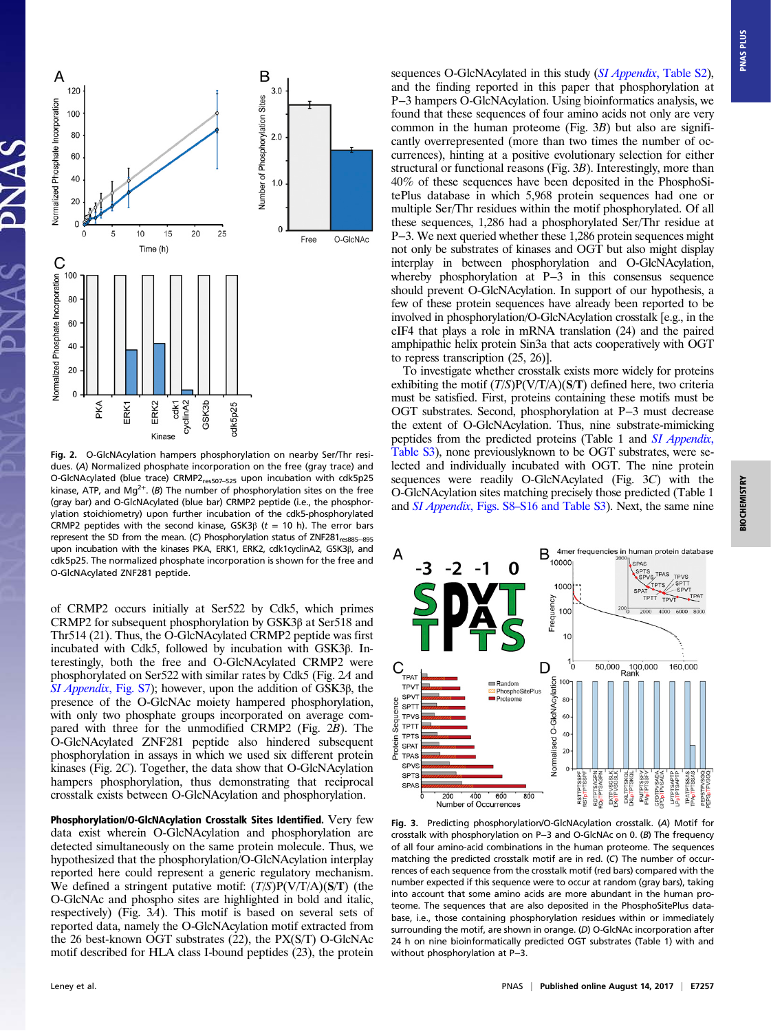A

Normalized Phosphate Incorporation

120
100
80
60
40
20
0

0 5 10 15 20 25

Time (h)

B

Number of Phosphorylation Sites

3.0
2.0
1.0
0

Free O-GlcNAc

C

Normalized Phosphate Incorporation

100
80
60
40
20
0

PKA ERK1 ERK2 cdk1 cyclinA2 GSK3b cdk5p25

Kinase

**Fig. 2.** O-GlcNAcylation hampers phosphorylation on nearby Ser/Thr residues. (*A*) Normalized phosphate incorporation on the free (gray trace) and O-GlcNAcylated (blue trace) $CRMP2_{res507–525}$ upon incubation with cdk5p25 kinase, ATP, and $Mg^{2+}$. (*B*) The number of phosphorylation sites on the free (gray bar) and O-GlcNAcylated (blue bar) CRMP2 peptide (i.e., the phosphorylation stoichiometry) upon further incubation of the cdk5-phosphorylated CRMP2 peptides with the second kinase, GSK3β (*t* = 10 h). The error bars represent the SD from the mean. (*C*) Phosphorylation status of $ZNF281_{res885–895}$ upon incubation with the kinases PKA, ERK1, ERK2, cdk1cyclinA2, GSK3β, and cdk5p25. The normalized phosphate incorporation is shown for the free and O-GlcNAcylated ZNF281 peptide.

of CRMP2 occurs initially at Ser522 by Cdk5, which primes CRMP2 for subsequent phosphorylation by GSK3β at Ser518 and Thr514 (21). Thus, the O-GlcNAcylated CRMP2 peptide was first incubated with Cdk5, followed by incubation with GSK3β. Interestingly, both the free and O-GlcNAcylated CRMP2 were phosphorylated on Ser522 with similar rates by Cdk5 (Fig. 2*A* and *SI Appendix*, Fig. S7); however, upon the addition of GSK3β, the presence of the O-GlcNAc moiety hampered phosphorylation, with only two phosphate groups incorporated on average compared with three for the unmodified CRMP2 (Fig. 2*B*). The O-GlcNAcylated ZNF281 peptide also hindered subsequent phosphorylation in assays in which we used six different protein kinases (Fig. 2*C*). Together, the data show that O-GlcNAcylation hampers phosphorylation, thus demonstrating that reciprocal crosstalk exists between O-GlcNAcylation and phosphorylation.

**Phosphorylation/O-GlcNAcylation Crosstalk Sites Identified.** Very few data exist wherein O-GlcNAcylation and phosphorylation are detected simultaneously on the same protein molecule. Thus, we hypothesized that the phosphorylation/O-GlcNAcylation interplay reported here could represent a generic regulatory mechanism. We defined a stringent putative motif: (*T/S*)P(V/T/A)(**S/T**) (the O-GlcNAc and phospho sites are highlighted in bold and italic, respectively) (Fig. 3*A*). This motif is based on several sets of reported data, namely the O-GlcNAcylation motif extracted from the 26 best-known OGT substrates (22), the PX(S/T) O-GlcNAc motif described for HLA class I-bound peptides (23), the protein sequences O-GlcNAcylated in this study (*SI Appendix*, Table S2), and the finding reported in this paper that phosphorylation at P−3 hampers O-GlcNAcylation. Using bioinformatics analysis, we found that these sequences of four amino acids not only are very common in the human proteome (Fig. 3*B*) but also are significantly overrepresented (more than two times the number of occurrences), hinting at a positive evolutionary selection for either structural or functional reasons (Fig. 3*B*). Interestingly, more than 40% of these sequences have been deposited in the PhosphoSitePlus database in which 5,968 protein sequences had one or multiple Ser/Thr residues within the motif phosphorylated. Of all these sequences, 1,286 had a phosphorylated Ser/Thr residue at P−3. We next queried whether these 1,286 protein sequences might not only be substrates of kinases and OGT but also might display interplay in between phosphorylation and O-GlcNAcylation, whereby phosphorylation at P−3 in this consensus sequence should prevent O-GlcNAcylation. In support of our hypothesis, a few of these protein sequences have already been reported to be involved in phosphorylation/O-GlcNAcylation crosstalk [e.g., in the eIF4 that plays a role in mRNA translation (24) and the paired amphipathic helix protein Sin3a that acts cooperatively with OGT to repress transcription (25, 26)].

To investigate whether crosstalk exists more widely for proteins exhibiting the motif (*T/S*)P(V/T/A)(**S/T**) defined here, two criteria must be satisfied. First, proteins containing these motifs must be OGT substrates. Second, phosphorylation at P−3 must decrease the extent of O-GlcNAcylation. Thus, nine substrate-mimicking peptides from the predicted proteins (Table 1 and *SI Appendix*, Table S3), none previouslyknown to be OGT substrates, were selected and individually incubated with OGT. The nine protein sequences were readily O-GlcNAcylated (Fig. 3*C*) with the O-GlcNAcylation sites matching precisely those predicted (Table 1 and *SI Appendix*, Figs. S8–S16 and Table S3). Next, the same nine

A

-3 -2 -1 0

S P V T
T A
T S

B

4mer frequencies in human protein database

10000
1000
100
10
1

Frequency

0 50,000 100,000 160,000

Rank

SPAS SPTS SPVS TPAS TPVS TPTS SPTT SPVT SPAT TPTT TPVT TPAT

2000 200 0 2000 4000 6000 8000

C

Protein Sequence

TPAT TPVT SPVT SPTT TPVS TPTT TPTS SPAT TPAS SPVS SPTS SPAS

0 200 400 600 800

Number of Occurrences

Random
PhosphoSitePlus
Proteome

D

Normalised O-GlcNAcylation

100
80
60
40
20
0

RSTTPTSSPF RS(pT)TPTSSPF RDTPTSAGPN RD(pT)PTSAGPN EKTPVSGSLK EK(pT)PVSGSLK EKLTPTSKGL EKL(pT)PTSKGL IPNTPTSSFV IPN(pT)PTSSFV GPDTPVSADA GPD(pT)PVSADA LPTPTSAPTP LP(pT)PTSAPTP TPATPTSSAS TPA(pT)PTSSAS PEPSPTPVSQ PEP(pS)PTPVSQ

**Fig. 3.** Predicting phosphorylation/O-GlcNAcylation crosstalk. (*A*) Motif for crosstalk with phosphorylation on P−3 and O-GlcNAc on 0. (*B*) The frequency of all four amino-acid combinations in the human proteome. The sequences matching the predicted crosstalk motif are in red. (*C*) The number of occurrences of each sequence from the crosstalk motif (red bars) compared with the number expected if this sequence were to occur at random (gray bars), taking into account that some amino acids are more abundant in the human proteome. The sequences that are also deposited in the PhosphoSitePlus database, i.e., those containing phosphorylation residues within or immediately surrounding the motif, are shown in orange. (*D*) O-GlcNAc incorporation after 24 h on nine bioinformatically predicted OGT substrates (Table 1) with and without phosphorylation at P−3.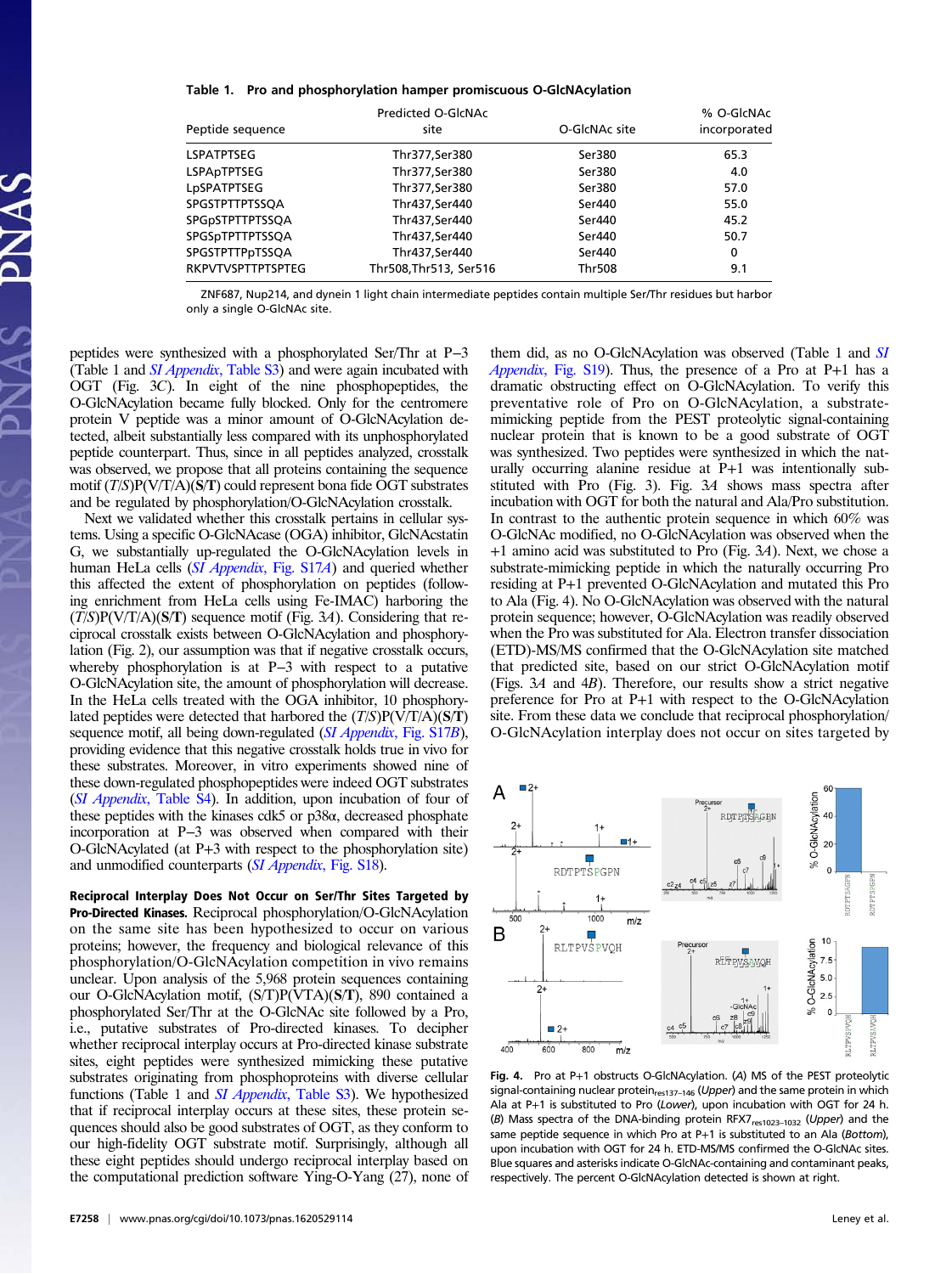**Table 1. Pro and phosphorylation hamper promiscuous O-GlcNAcylation**

| Peptide sequence | Predicted O-GlcNAc site | O-GlcNAc site | % O-GlcNAc incorporated |
|---|---|---|---|
| LSPATPTSEG | Thr377,Ser380 | Ser380 | 65.3 |
| LSPApTPTSEG | Thr377,Ser380 | Ser380 | 4.0 |
| LpSPATPTSEG | Thr377,Ser380 | Ser380 | 57.0 |
| SPGSTPTTPTSSQA | Thr437,Ser440 | Ser440 | 55.0 |
| SPGpSTPTTPTSSQA | Thr437,Ser440 | Ser440 | 45.2 |
| SPGSpTPTTPTSSQA | Thr437,Ser440 | Ser440 | 50.7 |
| SPGSTPTTPpTSSQA | Thr437,Ser440 | Ser440 | 0 |
| RKPVTVSPTTPTSPTEG | Thr508,Thr513, Ser516 | Thr508 | 9.1 |

ZNF687, Nup214, and dynein 1 light chain intermediate peptides contain multiple Ser/Thr residues but harbor only a single O-GlcNAc site.

peptides were synthesized with a phosphorylated Ser/Thr at P−3 (Table 1 and *SI Appendix*, Table S3) and were again incubated with OGT (Fig. 3*C*). In eight of the nine phosphopeptides, the O-GlcNAcylation became fully blocked. Only for the centromere protein V peptide was a minor amount of O-GlcNAcylation detected, albeit substantially less compared with its unphosphorylated peptide counterpart. Thus, since in all peptides analyzed, crosstalk was observed, we propose that all proteins containing the sequence motif (*T*/*S*)P(V/T/A)(**S**/**T**) could represent bona fide OGT substrates and be regulated by phosphorylation/O-GlcNAcylation crosstalk.

Next we validated whether this crosstalk pertains in cellular systems. Using a specific O-GlcNAcase (OGA) inhibitor, GlcNAcstatin G, we substantially up-regulated the O-GlcNAcylation levels in human HeLa cells (*SI Appendix*, Fig. S17*A*) and queried whether this affected the extent of phosphorylation on peptides (following enrichment from HeLa cells using Fe-IMAC) harboring the (*T*/*S*)P(V/T/A)(**S**/**T**) sequence motif (Fig. 3*A*). Considering that reciprocal crosstalk exists between O-GlcNAcylation and phosphorylation (Fig. 2), our assumption was that if negative crosstalk occurs, whereby phosphorylation is at P−3 with respect to a putative O-GlcNAcylation site, the amount of phosphorylation will decrease. In the HeLa cells treated with the OGA inhibitor, 10 phosphorylated peptides were detected that harbored the (*T*/*S*)P(V/T/A)(**S**/**T**) sequence motif, all being down-regulated (*SI Appendix*, Fig. S17*B*), providing evidence that this negative crosstalk holds true in vivo for these substrates. Moreover, in vitro experiments showed nine of these down-regulated phosphopeptides were indeed OGT substrates (*SI Appendix*, Table S4). In addition, upon incubation of four of these peptides with the kinases cdk5 or p38α, decreased phosphate incorporation at P−3 was observed when compared with their O-GlcNAcylated (at P+3 with respect to the phosphorylation site) and unmodified counterparts (*SI Appendix*, Fig. S18).

**Reciprocal Interplay Does Not Occur on Ser/Thr Sites Targeted by Pro-Directed Kinases.** Reciprocal phosphorylation/O-GlcNAcylation on the same site has been hypothesized to occur on various proteins; however, the frequency and biological relevance of this phosphorylation/O-GlcNAcylation competition in vivo remains unclear. Upon analysis of the 5,968 protein sequences containing our O-GlcNAcylation motif, (S/T)P(VTA)(**S**/**T**), 890 contained a phosphorylated Ser/Thr at the O-GlcNAc site followed by a Pro, i.e., putative substrates of Pro-directed kinases. To decipher whether reciprocal interplay occurs at Pro-directed kinase substrate sites, eight peptides were synthesized mimicking these putative substrates originating from phosphoproteins with diverse cellular functions (Table 1 and *SI Appendix*, Table S3). We hypothesized that if reciprocal interplay occurs at these sites, these protein sequences should also be good substrates of OGT, as they conform to our high-fidelity OGT substrate motif. Surprisingly, although all these eight peptides should undergo reciprocal interplay based on the computational prediction software Ying-O-Yang (27), none of them did, as no O-GlcNAcylation was observed (Table 1 and *SI Appendix*, Fig. S19). Thus, the presence of a Pro at P+1 has a dramatic obstructing effect on O-GlcNAcylation. To verify this preventative role of Pro on O-GlcNAcylation, a substrate-mimicking peptide from the PEST proteolytic signal-containing nuclear protein that is known to be a good substrate of OGT was synthesized. Two peptides were synthesized in which the naturally occurring alanine residue at P+1 was intentionally substituted with Pro (Fig. 3). Fig. 3*A* shows mass spectra after incubation with OGT for both the natural and Ala/Pro substitution. In contrast to the authentic protein sequence in which 60% was O-GlcNAc modified, no O-GlcNAcylation was observed when the +1 amino acid was substituted to Pro (Fig. 3*A*). Next, we chose a substrate-mimicking peptide in which the naturally occurring Pro residing at P+1 prevented O-GlcNAcylation and mutated this Pro to Ala (Fig. 4). No O-GlcNAcylation was observed with the natural protein sequence; however, O-GlcNAcylation was readily observed when the Pro was substituted for Ala. Electron transfer dissociation (ETD)-MS/MS confirmed that the O-GlcNAcylation site matched that predicted site, based on our strict O-GlcNAcylation motif (Figs. 3*A* and 4*B*). Therefore, our results show a strict negative preference for Pro at P+1 with respect to the O-GlcNAcylation site. From these data we conclude that reciprocal phosphorylation/O-GlcNAcylation interplay does not occur on sites targeted by

**Fig. 4.** Pro at P+1 obstructs O-GlcNAcylation. (*A*) MS of the PEST proteolytic signal-containing nuclear protein$_{res137-146}$ (*Upper*) and the same protein in which Ala at P+1 is substituted to Pro (*Lower*), upon incubation with OGT for 24 h. (*B*) Mass spectra of the DNA-binding protein RFX7$_{res1023-1032}$ (*Upper*) and the same peptide sequence in which Pro at P+1 is substituted to an Ala (*Bottom*), upon incubation with OGT for 24 h. ETD-MS/MS confirmed the O-GlcNAc sites. Blue squares and asterisks indicate O-GlcNAc-containing and contaminant peaks, respectively. The percent O-GlcNAcylation detected is shown at right.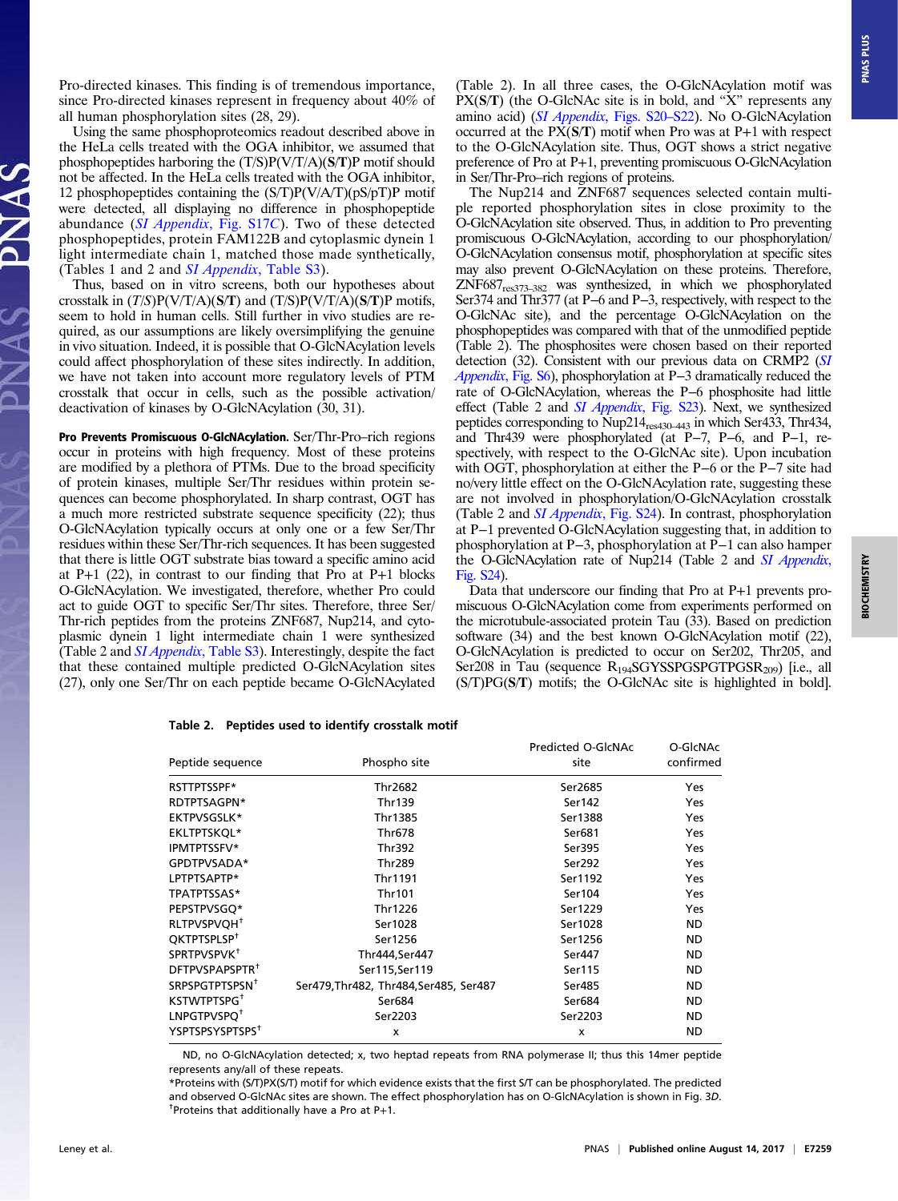Pro-directed kinases. This finding is of tremendous importance, since Pro-directed kinases represent in frequency about 40% of all human phosphorylation sites (28, 29).

Using the same phosphoproteomics readout described above in the HeLa cells treated with the OGA inhibitor, we assumed that phosphopeptides harboring the (T/S)P(V/T/A)(**S**/**T**)P motif should not be affected. In the HeLa cells treated with the OGA inhibitor, 12 phosphopeptides containing the (S/T)P(V/A/T)(pS/pT)P motif were detected, all displaying no difference in phosphopeptide abundance (*SI Appendix*, Fig. S17*C*). Two of these detected phosphopeptides, protein FAM122B and cytoplasmic dynein 1 light intermediate chain 1, matched those made synthetically, (Tables 1 and 2 and *SI Appendix*, Table S3).

Thus, based on in vitro screens, both our hypotheses about crosstalk in (*T*/*S*)P(V/T/A)(**S**/**T**) and (T/S)P(V/T/A)(**S**/**T**)P motifs, seem to hold in human cells. Still further in vivo studies are required, as our assumptions are likely oversimplifying the genuine in vivo situation. Indeed, it is possible that O-GlcNAcylation levels could affect phosphorylation of these sites indirectly. In addition, we have not taken into account more regulatory levels of PTM crosstalk that occur in cells, such as the possible activation/deactivation of kinases by O-GlcNAcylation (30, 31).

**Pro Prevents Promiscuous O-GlcNAcylation.** Ser/Thr-Pro–rich regions occur in proteins with high frequency. Most of these proteins are modified by a plethora of PTMs. Due to the broad specificity of protein kinases, multiple Ser/Thr residues within protein sequences can become phosphorylated. In sharp contrast, OGT has a much more restricted substrate sequence specificity (22); thus O-GlcNAcylation typically occurs at only one or a few Ser/Thr residues within these Ser/Thr-rich sequences. It has been suggested that there is little OGT substrate bias toward a specific amino acid at P+1 (22), in contrast to our finding that Pro at P+1 blocks O-GlcNAcylation. We investigated, therefore, whether Pro could act to guide OGT to specific Ser/Thr sites. Therefore, three Ser/Thr-rich peptides from the proteins ZNF687, Nup214, and cytoplasmic dynein 1 light intermediate chain 1 were synthesized (Table 2 and *SI Appendix*, Table S3). Interestingly, despite the fact that these contained multiple predicted O-GlcNAcylation sites (27), only one Ser/Thr on each peptide became O-GlcNAcylated (Table 2). In all three cases, the O-GlcNAcylation motif was PX(**S**/**T**) (the O-GlcNAc site is in bold, and "X" represents any amino acid) (*SI Appendix*, Figs. S20–S22). No O-GlcNAcylation occurred at the PX(**S**/**T**) motif when Pro was at P+1 with respect to the O-GlcNAcylation site. Thus, OGT shows a strict negative preference of Pro at P+1, preventing promiscuous O-GlcNAcylation in Ser/Thr-Pro–rich regions of proteins.

The Nup214 and ZNF687 sequences selected contain multiple reported phosphorylation sites in close proximity to the O-GlcNAcylation site observed. Thus, in addition to Pro preventing promiscuous O-GlcNAcylation, according to our phosphorylation/O-GlcNAcylation consensus motif, phosphorylation at specific sites may also prevent O-GlcNAcylation on these proteins. Therefore, ZNF687$_{res373–382}$ was synthesized, in which we phosphorylated Ser374 and Thr377 (at P−6 and P−3, respectively, with respect to the O-GlcNAc site), and the percentage O-GlcNAcylation on the phosphopeptides was compared with that of the unmodified peptide (Table 2). The phosphosites were chosen based on their reported detection (32). Consistent with our previous data on CRMP2 (*SI Appendix*, Fig. S6), phosphorylation at P−3 dramatically reduced the rate of O-GlcNAcylation, whereas the P−6 phosphosite had little effect (Table 2 and *SI Appendix*, Fig. S23). Next, we synthesized peptides corresponding to Nup214$_{res430–443}$ in which Ser433, Thr434, and Thr439 were phosphorylated (at P−7, P−6, and P−1, respectively, with respect to the O-GlcNAc site). Upon incubation with OGT, phosphorylation at either the P−6 or the P−7 site had no/very little effect on the O-GlcNAcylation rate, suggesting these are not involved in phosphorylation/O-GlcNAcylation crosstalk (Table 2 and *SI Appendix*, Fig. S24). In contrast, phosphorylation at P−1 prevented O-GlcNAcylation suggesting that, in addition to phosphorylation at P−3, phosphorylation at P−1 can also hamper the O-GlcNAcylation rate of Nup214 (Table 2 and *SI Appendix*, Fig. S24).

Data that underscore our finding that Pro at P+1 prevents promiscuous O-GlcNAcylation come from experiments performed on the microtubule-associated protein Tau (33). Based on prediction software (34) and the best known O-GlcNAcylation motif (22), O-GlcNAcylation is predicted to occur on Ser202, Thr205, and Ser208 in Tau (sequence R$_{194}$SGYSSPGSPGTPGSR$_{209}$) [i.e., all (S/T)PG(**S**/**T**) motifs; the O-GlcNAc site is highlighted in bold].

**Table 2.** Peptides used to identify crosstalk motif

| Peptide sequence | Phospho site | Predicted O-GlcNAc site | O-GlcNAc confirmed |
|---|---|---|---|
| RSTTPTSSPF* | Thr2682 | Ser2685 | Yes |
| RDTPTSAGPN* | Thr139 | Ser142 | Yes |
| EKTPVSGSLK* | Thr1385 | Ser1388 | Yes |
| EKLTPTSKQL* | Thr678 | Ser681 | Yes |
| IPMTPTSSFV* | Thr392 | Ser395 | Yes |
| GPDTPVSADA* | Thr289 | Ser292 | Yes |
| LPTPTSAPTP* | Thr1191 | Ser1192 | Yes |
| TPATPTSSAS* | Thr101 | Ser104 | Yes |
| PEPSTPVSGQ* | Thr1226 | Ser1229 | Yes |
| RLTPVSPVQH† | Ser1028 | Ser1028 | ND |
| QKTPTSPLSP† | Ser1256 | Ser1256 | ND |
| SPRTPVSPVK† | Thr444,Ser447 | Ser447 | ND |
| DFTPVSPAPSPTR† | Ser115,Ser119 | Ser115 | ND |
| SRPSPGTPTSPSN† | Ser479,Thr482, Thr484,Ser485, Ser487 | Ser485 | ND |
| KSTWTPTSPG† | Ser684 | Ser684 | ND |
| LNPGTPVSPQ† | Ser2203 | Ser2203 | ND |
| YSPTSPSYSPTSPS† | x | x | ND |

ND, no O-GlcNAcylation detected; x, two heptad repeats from RNA polymerase II; thus this 14mer peptide represents any/all of these repeats.

*Proteins with (S/T)PX(S/T) motif for which evidence exists that the first S/T can be phosphorylated. The predicted and observed O-GlcNAc sites are shown. The effect phosphorylation has on O-GlcNAcylation is shown in Fig. 3*D*.

†Proteins that additionally have a Pro at P+1.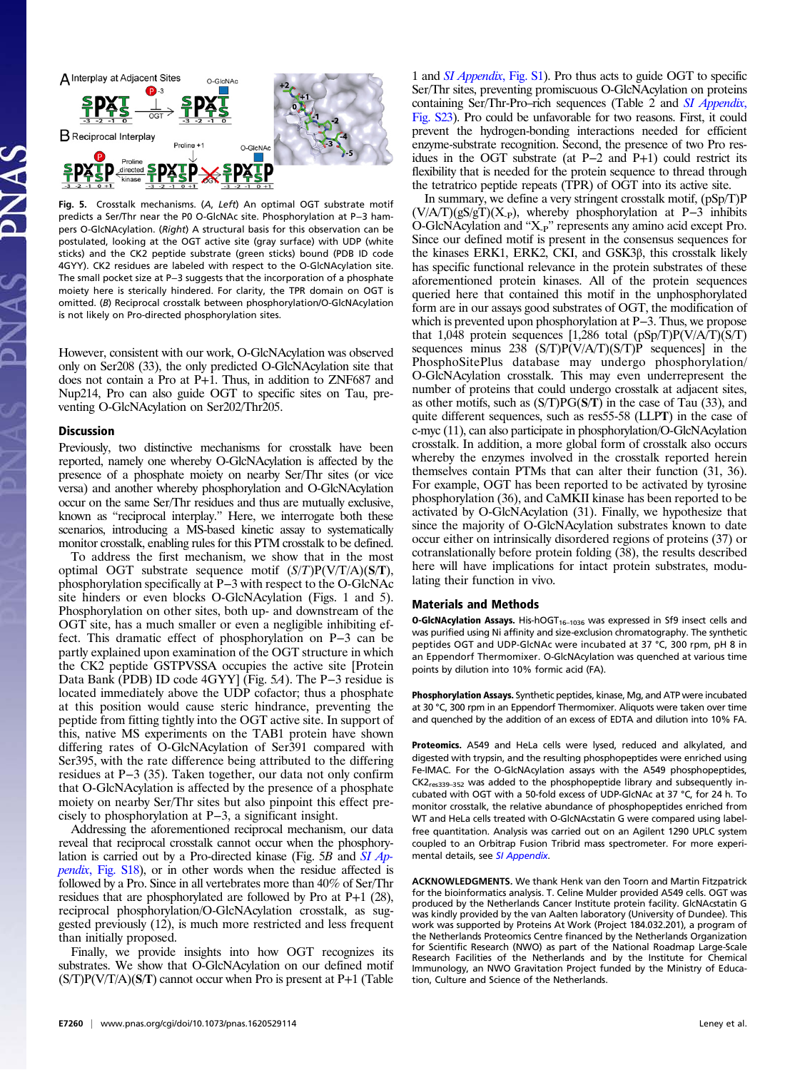A Interplay at Adjacent Sites

B Reciprocal Interplay

Fig. 5. Crosstalk mechanisms. (*A*, *Left*) An optimal OGT substrate motif predicts a Ser/Thr near the P0 O-GlcNAc site. Phosphorylation at P−3 hampers O-GlcNAcylation. (*Right*) A structural basis for this observation can be postulated, looking at the OGT active site (gray surface) with UDP (white sticks) and the CK2 peptide substrate (green sticks) bound (PDB ID code 4GYY). CK2 residues are labeled with respect to the O-GlcNAcylation site. The small pocket size at P−3 suggests that the incorporation of a phosphate moiety here is sterically hindered. For clarity, the TPR domain on OGT is omitted. (*B*) Reciprocal crosstalk between phosphorylation/O-GlcNAcylation is not likely on Pro-directed phosphorylation sites.

However, consistent with our work, O-GlcNAcylation was observed only on Ser208 (33), the only predicted O-GlcNAcylation site that does not contain a Pro at P+1. Thus, in addition to ZNF687 and Nup214, Pro can also guide OGT to specific sites on Tau, preventing O-GlcNAcylation on Ser202/Thr205.

## Discussion

Previously, two distinctive mechanisms for crosstalk have been reported, namely one whereby O-GlcNAcylation is affected by the presence of a phosphate moiety on nearby Ser/Thr sites (or vice versa) and another whereby phosphorylation and O-GlcNAcylation occur on the same Ser/Thr residues and thus are mutually exclusive, known as "reciprocal interplay." Here, we interrogate both these scenarios, introducing a MS-based kinetic assay to systematically monitor crosstalk, enabling rules for this PTM crosstalk to be defined.

To address the first mechanism, we show that in the most optimal OGT substrate sequence motif (*S*/*T*)P(V/T/A)(**S**/**T**), phosphorylation specifically at P−3 with respect to the O-GlcNAc site hinders or even blocks O-GlcNAcylation (Figs. 1 and 5). Phosphorylation on other sites, both up- and downstream of the OGT site, has a much smaller or even a negligible inhibiting effect. This dramatic effect of phosphorylation on P−3 can be partly explained upon examination of the OGT structure in which the CK2 peptide GSTPVSSA occupies the active site [Protein Data Bank (PDB) ID code 4GYY] (Fig. 5*A*). The P−3 residue is located immediately above the UDP cofactor; thus a phosphate at this position would cause steric hindrance, preventing the peptide from fitting tightly into the OGT active site. In support of this, native MS experiments on the TAB1 protein have shown differing rates of O-GlcNAcylation of Ser391 compared with Ser395, with the rate difference being attributed to the differing residues at P−3 (35). Taken together, our data not only confirm that O-GlcNAcylation is affected by the presence of a phosphate moiety on nearby Ser/Thr sites but also pinpoint this effect precisely to phosphorylation at P−3, a significant insight.

Addressing the aforementioned reciprocal mechanism, our data reveal that reciprocal crosstalk cannot occur when the phosphorylation is carried out by a Pro-directed kinase (Fig. 5*B* and *SI Appendix*, Fig. S18), or in other words when the residue affected is followed by a Pro. Since in all vertebrates more than 40% of Ser/Thr residues that are phosphorylated are followed by Pro at P+1 (28), reciprocal phosphorylation/O-GlcNAcylation crosstalk, as suggested previously (12), is much more restricted and less frequent than initially proposed.

Finally, we provide insights into how OGT recognizes its substrates. We show that O-GlcNAcylation on our defined motif (S/T)P(V/T/A)(**S**/**T**) cannot occur when Pro is present at P+1 (Table 1 and *SI Appendix*, Fig. S1). Pro thus acts to guide OGT to specific Ser/Thr sites, preventing promiscuous O-GlcNAcylation on proteins containing Ser/Thr-Pro–rich sequences (Table 2 and *SI Appendix*, Fig. S23). Pro could be unfavorable for two reasons. First, it could prevent the hydrogen-bonding interactions needed for efficient enzyme-substrate recognition. Second, the presence of two Pro residues in the OGT substrate (at P−2 and P+1) could restrict its flexibility that is needed for the protein sequence to thread through the tetratrico peptide repeats (TPR) of OGT into its active site.

In summary, we define a very stringent crosstalk motif, (pSp/T)P(V/A/T)(gS/gT)($X_{-P}$), whereby phosphorylation at P−3 inhibits O-GlcNAcylation and "$X_{-P}$" represents any amino acid except Pro. Since our defined motif is present in the consensus sequences for the kinases ERK1, ERK2, CKI, and GSK3β, this crosstalk likely has specific functional relevance in the protein substrates of these aforementioned protein kinases. All of the protein sequences queried here that contained this motif in the unphosphorylated form are in our assays good substrates of OGT, the modification of which is prevented upon phosphorylation at P−3. Thus, we propose that 1,048 protein sequences [1,286 total (pSp/T)P(V/A/T)(S/T) sequences minus 238 (S/T)P(V/A/T)(S/T)P sequences] in the PhosphoSitePlus database may undergo phosphorylation/O-GlcNAcylation crosstalk. This may even underrepresent the number of proteins that could undergo crosstalk at adjacent sites, as other motifs, such as (S/T)PG(**S**/**T**) in the case of Tau (33), and quite different sequences, such as res55-58 (LLP**T**) in the case of c-myc (11), can also participate in phosphorylation/O-GlcNAcylation crosstalk. In addition, a more global form of crosstalk also occurs whereby the enzymes involved in the crosstalk reported herein themselves contain PTMs that can alter their function (31, 36). For example, OGT has been reported to be activated by tyrosine phosphorylation (36), and CaMKII kinase has been reported to be activated by O-GlcNAcylation (31). Finally, we hypothesize that since the majority of O-GlcNAcylation substrates known to date occur either on intrinsically disordered regions of proteins (37) or cotranslationally before protein folding (38), the results described here will have implications for intact protein substrates, modulating their function in vivo.

## Materials and Methods

**O-GlcNAcylation Assays.** His-hOGT$_{16–1036}$ was expressed in Sf9 insect cells and was purified using Ni affinity and size-exclusion chromatography. The synthetic peptides OGT and UDP-GlcNAc were incubated at 37 °C, 300 rpm, pH 8 in an Eppendorf Thermomixer. O-GlcNAcylation was quenched at various time points by dilution into 10% formic acid (FA).

**Phosphorylation Assays.** Synthetic peptides, kinase, Mg, and ATP were incubated at 30 °C, 300 rpm in an Eppendorf Thermomixer. Aliquots were taken over time and quenched by the addition of an excess of EDTA and dilution into 10% FA.

**Proteomics.** A549 and HeLa cells were lysed, reduced and alkylated, and digested with trypsin, and the resulting phosphopeptides were enriched using Fe-IMAC. For the O-GlcNAcylation assays with the A549 phosphopeptides, CK2$_{res339–352}$ was added to the phosphopeptide library and subsequently incubated with OGT with a 50-fold excess of UDP-GlcNAc at 37 °C, for 24 h. To monitor crosstalk, the relative abundance of phosphopeptides enriched from WT and HeLa cells treated with O-GlcNAcstatin G were compared using label-free quantitation. Analysis was carried out on an Agilent 1290 UPLC system coupled to an Orbitrap Fusion Tribrid mass spectrometer. For more experimental details, see *SI Appendix*.

**ACKNOWLEDGMENTS.** We thank Henk van den Toorn and Martin Fitzpatrick for the bioinformatics analysis. T. Celine Mulder provided A549 cells. OGT was produced by the Netherlands Cancer Institute protein facility. GlcNAcstatin G was kindly provided by the van Aalten laboratory (University of Dundee). This work was supported by Proteins At Work (Project 184.032.201), a program of the Netherlands Proteomics Centre financed by the Netherlands Organization for Scientific Research (NWO) as part of the National Roadmap Large-Scale Research Facilities of the Netherlands and by the Institute for Chemical Immunology, an NWO Gravitation Project funded by the Ministry of Education, Culture and Science of the Netherlands.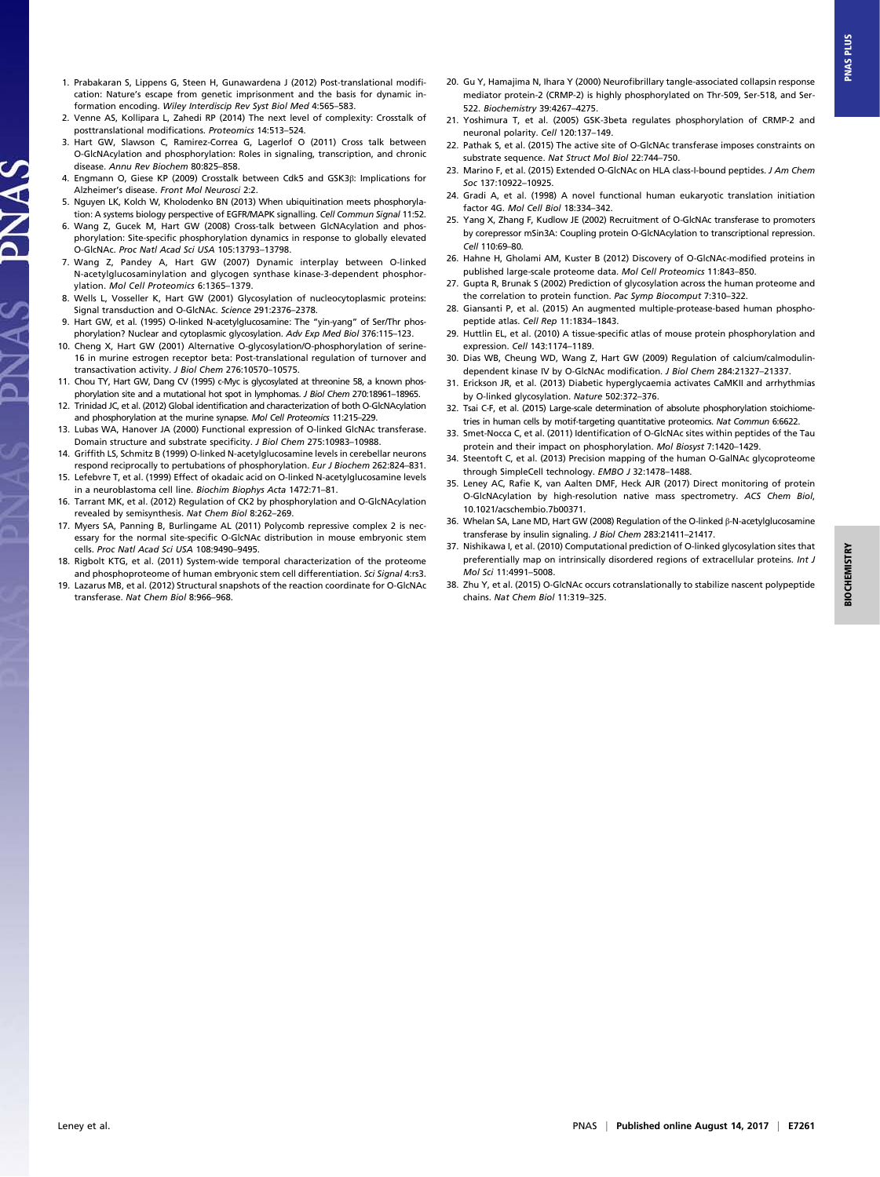1. Prabakaran S, Lippens G, Steen H, Gunawardena J (2012) Post-translational modification: Nature's escape from genetic imprisonment and the basis for dynamic information encoding. *Wiley Interdiscip Rev Syst Biol Med* 4:565–583.
2. Venne AS, Kollipara L, Zahedi RP (2014) The next level of complexity: Crosstalk of posttranslational modifications. *Proteomics* 14:513–524.
3. Hart GW, Slawson C, Ramirez-Correa G, Lagerlof O (2011) Cross talk between O-GlcNAcylation and phosphorylation: Roles in signaling, transcription, and chronic disease. *Annu Rev Biochem* 80:825–858.
4. Engmann O, Giese KP (2009) Crosstalk between Cdk5 and GSK3β: Implications for Alzheimer's disease. *Front Mol Neurosci* 2:2.
5. Nguyen LK, Kolch W, Kholodenko BN (2013) When ubiquitination meets phosphorylation: A systems biology perspective of EGFR/MAPK signalling. *Cell Commun Signal* 11:52.
6. Wang Z, Gucek M, Hart GW (2008) Cross-talk between GlcNAcylation and phosphorylation: Site-specific phosphorylation dynamics in response to globally elevated O-GlcNAc. *Proc Natl Acad Sci USA* 105:13793–13798.
7. Wang Z, Pandey A, Hart GW (2007) Dynamic interplay between O-linked N-acetylglucosaminylation and glycogen synthase kinase-3-dependent phosphorylation. *Mol Cell Proteomics* 6:1365–1379.
8. Wells L, Vosseller K, Hart GW (2001) Glycosylation of nucleocytoplasmic proteins: Signal transduction and O-GlcNAc. *Science* 291:2376–2378.
9. Hart GW, et al. (1995) O-linked N-acetylglucosamine: The "yin-yang" of Ser/Thr phosphorylation? Nuclear and cytoplasmic glycosylation. *Adv Exp Med Biol* 376:115–123.
10. Cheng X, Hart GW (2001) Alternative O-glycosylation/O-phosphorylation of serine-16 in murine estrogen receptor beta: Post-translational regulation of turnover and transactivation activity. *J Biol Chem* 276:10570–10575.
11. Chou TY, Hart GW, Dang CV (1995) c-Myc is glycosylated at threonine 58, a known phosphorylation site and a mutational hot spot in lymphomas. *J Biol Chem* 270:18961–18965.
12. Trinidad JC, et al. (2012) Global identification and characterization of both O-GlcNAcylation and phosphorylation at the murine synapse. *Mol Cell Proteomics* 11:215–229.
13. Lubas WA, Hanover JA (2000) Functional expression of O-linked GlcNAc transferase. Domain structure and substrate specificity. *J Biol Chem* 275:10983–10988.
14. Griffith LS, Schmitz B (1999) O-linked N-acetylglucosamine levels in cerebellar neurons respond reciprocally to pertubations of phosphorylation. *Eur J Biochem* 262:824–831.
15. Lefebvre T, et al. (1999) Effect of okadaic acid on O-linked N-acetylglucosamine levels in a neuroblastoma cell line. *Biochim Biophys Acta* 1472:71–81.
16. Tarrant MK, et al. (2012) Regulation of CK2 by phosphorylation and O-GlcNAcylation revealed by semisynthesis. *Nat Chem Biol* 8:262–269.
17. Myers SA, Panning B, Burlingame AL (2011) Polycomb repressive complex 2 is necessary for the normal site-specific O-GlcNAc distribution in mouse embryonic stem cells. *Proc Natl Acad Sci USA* 108:9490–9495.
18. Rigbolt KTG, et al. (2011) System-wide temporal characterization of the proteome and phosphoproteome of human embryonic stem cell differentiation. *Sci Signal* 4:rs3.
19. Lazarus MB, et al. (2012) Structural snapshots of the reaction coordinate for O-GlcNAc transferase. *Nat Chem Biol* 8:966–968.
20. Gu Y, Hamajima N, Ihara Y (2000) Neurofibrillary tangle-associated collapsin response mediator protein-2 (CRMP-2) is highly phosphorylated on Thr-509, Ser-518, and Ser-522. *Biochemistry* 39:4267–4275.
21. Yoshimura T, et al. (2005) GSK-3beta regulates phosphorylation of CRMP-2 and neuronal polarity. *Cell* 120:137–149.
22. Pathak S, et al. (2015) The active site of O-GlcNAc transferase imposes constraints on substrate sequence. *Nat Struct Mol Biol* 22:744–750.
23. Marino F, et al. (2015) Extended O-GlcNAc on HLA class-I-bound peptides. *J Am Chem Soc* 137:10922–10925.
24. Gradi A, et al. (1998) A novel functional human eukaryotic translation initiation factor 4G. *Mol Cell Biol* 18:334–342.
25. Yang X, Zhang F, Kudlow JE (2002) Recruitment of O-GlcNAc transferase to promoters by corepressor mSin3A: Coupling protein O-GlcNAcylation to transcriptional repression. *Cell* 110:69–80.
26. Hahne H, Gholami AM, Kuster B (2012) Discovery of O-GlcNAc-modified proteins in published large-scale proteome data. *Mol Cell Proteomics* 11:843–850.
27. Gupta R, Brunak S (2002) Prediction of glycosylation across the human proteome and the correlation to protein function. *Pac Symp Biocomput* 7:310–322.
28. Giansanti P, et al. (2015) An augmented multiple-protease-based human phosphopeptide atlas. *Cell Rep* 11:1834–1843.
29. Huttlin EL, et al. (2010) A tissue-specific atlas of mouse protein phosphorylation and expression. *Cell* 143:1174–1189.
30. Dias WB, Cheung WD, Wang Z, Hart GW (2009) Regulation of calcium/calmodulin-dependent kinase IV by O-GlcNAc modification. *J Biol Chem* 284:21327–21337.
31. Erickson JR, et al. (2013) Diabetic hyperglycaemia activates CaMKII and arrhythmias by O-linked glycosylation. *Nature* 502:372–376.
32. Tsai C-F, et al. (2015) Large-scale determination of absolute phosphorylation stoichiometries in human cells by motif-targeting quantitative proteomics. *Nat Commun* 6:6622.
33. Smet-Nocca C, et al. (2011) Identification of O-GlcNAc sites within peptides of the Tau protein and their impact on phosphorylation. *Mol Biosyst* 7:1420–1429.
34. Steentoft C, et al. (2013) Precision mapping of the human O-GalNAc glycoproteome through SimpleCell technology. *EMBO J* 32:1478–1488.
35. Leney AC, Rafie K, van Aalten DMF, Heck AJR (2017) Direct monitoring of protein O-GlcNAcylation by high-resolution native mass spectrometry. *ACS Chem Biol*, 10.1021/acschembio.7b00371.
36. Whelan SA, Lane MD, Hart GW (2008) Regulation of the O-linked β-N-acetylglucosamine transferase by insulin signaling. *J Biol Chem* 283:21411–21417.
37. Nishikawa I, et al. (2010) Computational prediction of O-linked glycosylation sites that preferentially map on intrinsically disordered regions of extracellular proteins. *Int J Mol Sci* 11:4991–5008.
38. Zhu Y, et al. (2015) O-GlcNAc occurs cotranslationally to stabilize nascent polypeptide chains. *Nat Chem Biol* 11:319–325.